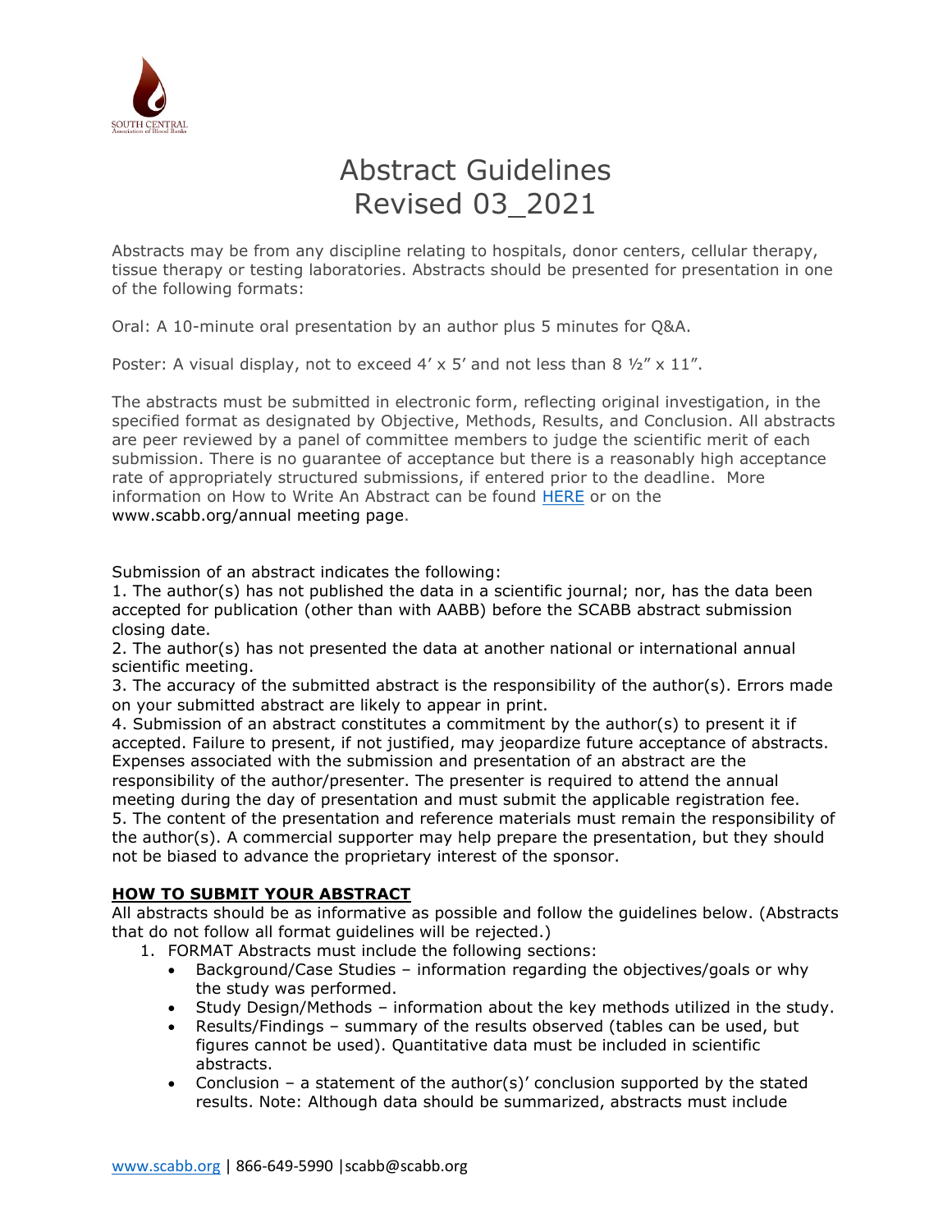# Abstract Guidelines
# Revised 03_2021

Abstracts may be from any discipline relating to hospitals, donor centers, cellular therapy, tissue therapy or testing laboratories. Abstracts should be presented for presentation in one of the following formats:

Oral: A 10-minute oral presentation by an author plus 5 minutes for Q&A.

Poster: A visual display, not to exceed 4' x 5' and not less than 8 ½" x 11".

The abstracts must be submitted in electronic form, reflecting original investigation, in the specified format as designated by Objective, Methods, Results, and Conclusion. All abstracts are peer reviewed by a panel of committee members to judge the scientific merit of each submission. There is no guarantee of acceptance but there is a reasonably high acceptance rate of appropriately structured submissions, if entered prior to the deadline. More information on How to Write An Abstract can be found HERE or on the www.scabb.org/annual meeting page.

Submission of an abstract indicates the following:

1. The author(s) has not published the data in a scientific journal; nor, has the data been accepted for publication (other than with AABB) before the SCABB abstract submission closing date.
2. The author(s) has not presented the data at another national or international annual scientific meeting.
3. The accuracy of the submitted abstract is the responsibility of the author(s). Errors made on your submitted abstract are likely to appear in print.
4. Submission of an abstract constitutes a commitment by the author(s) to present it if accepted. Failure to present, if not justified, may jeopardize future acceptance of abstracts. Expenses associated with the submission and presentation of an abstract are the responsibility of the author/presenter. The presenter is required to attend the annual meeting during the day of presentation and must submit the applicable registration fee.
5. The content of the presentation and reference materials must remain the responsibility of the author(s). A commercial supporter may help prepare the presentation, but they should not be biased to advance the proprietary interest of the sponsor.

## HOW TO SUBMIT YOUR ABSTRACT

All abstracts should be as informative as possible and follow the guidelines below. (Abstracts that do not follow all format guidelines will be rejected.)

1. FORMAT Abstracts must include the following sections:
   - Background/Case Studies – information regarding the objectives/goals or why the study was performed.
   - Study Design/Methods – information about the key methods utilized in the study.
   - Results/Findings – summary of the results observed (tables can be used, but figures cannot be used). Quantitative data must be included in scientific abstracts.
   - Conclusion – a statement of the author(s)' conclusion supported by the stated results. Note: Although data should be summarized, abstracts must include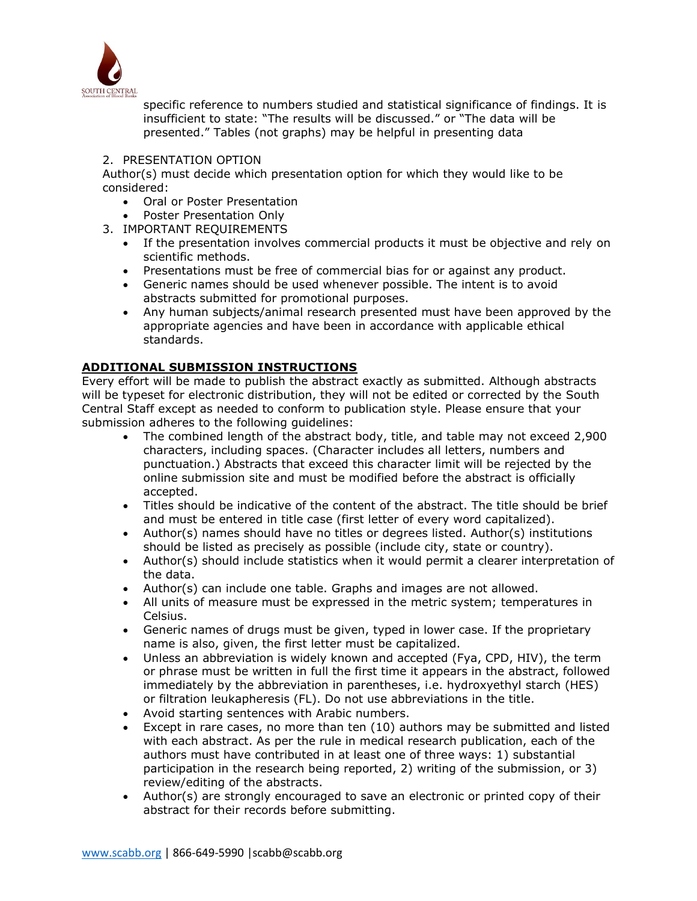specific reference to numbers studied and statistical significance of findings. It is insufficient to state: "The results will be discussed." or "The data will be presented." Tables (not graphs) may be helpful in presenting data

2. PRESENTATION OPTION

   Author(s) must decide which presentation option for which they would like to be considered:
   - Oral or Poster Presentation
   - Poster Presentation Only
3. IMPORTANT REQUIREMENTS
   - If the presentation involves commercial products it must be objective and rely on scientific methods.
   - Presentations must be free of commercial bias for or against any product.
   - Generic names should be used whenever possible. The intent is to avoid abstracts submitted for promotional purposes.
   - Any human subjects/animal research presented must have been approved by the appropriate agencies and have been in accordance with applicable ethical standards.

## ADDITIONAL SUBMISSION INSTRUCTIONS

Every effort will be made to publish the abstract exactly as submitted. Although abstracts will be typeset for electronic distribution, they will not be edited or corrected by the South Central Staff except as needed to conform to publication style. Please ensure that your submission adheres to the following guidelines:

- The combined length of the abstract body, title, and table may not exceed 2,900 characters, including spaces. (Character includes all letters, numbers and punctuation.) Abstracts that exceed this character limit will be rejected by the online submission site and must be modified before the abstract is officially accepted.
- Titles should be indicative of the content of the abstract. The title should be brief and must be entered in title case (first letter of every word capitalized).
- Author(s) names should have no titles or degrees listed. Author(s) institutions should be listed as precisely as possible (include city, state or country).
- Author(s) should include statistics when it would permit a clearer interpretation of the data.
- Author(s) can include one table. Graphs and images are not allowed.
- All units of measure must be expressed in the metric system; temperatures in Celsius.
- Generic names of drugs must be given, typed in lower case. If the proprietary name is also, given, the first letter must be capitalized.
- Unless an abbreviation is widely known and accepted (Fya, CPD, HIV), the term or phrase must be written in full the first time it appears in the abstract, followed immediately by the abbreviation in parentheses, i.e. hydroxyethyl starch (HES) or filtration leukapheresis (FL). Do not use abbreviations in the title.
- Avoid starting sentences with Arabic numbers.
- Except in rare cases, no more than ten (10) authors may be submitted and listed with each abstract. As per the rule in medical research publication, each of the authors must have contributed in at least one of three ways: 1) substantial participation in the research being reported, 2) writing of the submission, or 3) review/editing of the abstracts.
- Author(s) are strongly encouraged to save an electronic or printed copy of their abstract for their records before submitting.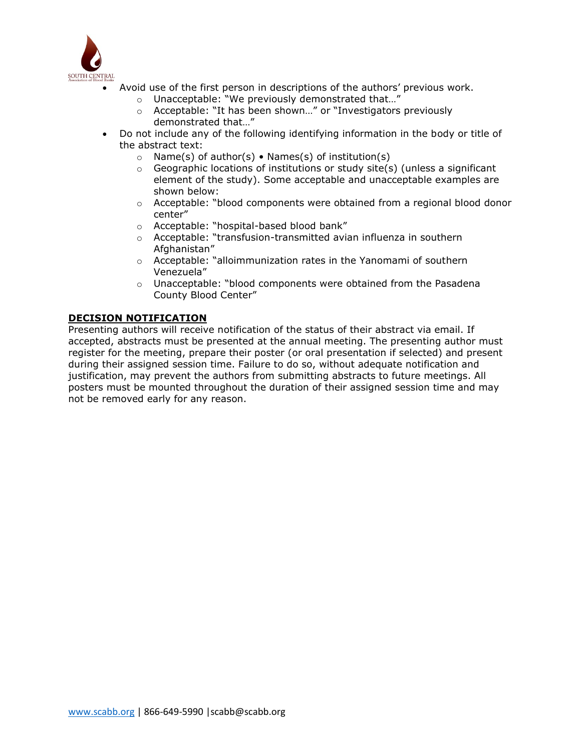- Avoid use of the first person in descriptions of the authors' previous work.
  - Unacceptable: "We previously demonstrated that…"
  - Acceptable: "It has been shown…" or "Investigators previously demonstrated that…"
- Do not include any of the following identifying information in the body or title of the abstract text:
  - Name(s) of author(s) • Names(s) of institution(s)
  - Geographic locations of institutions or study site(s) (unless a significant element of the study). Some acceptable and unacceptable examples are shown below:
  - Acceptable: "blood components were obtained from a regional blood donor center"
  - Acceptable: "hospital-based blood bank"
  - Acceptable: "transfusion-transmitted avian influenza in southern Afghanistan"
  - Acceptable: "alloimmunization rates in the Yanomami of southern Venezuela"
  - Unacceptable: "blood components were obtained from the Pasadena County Blood Center"

## DECISION NOTIFICATION

Presenting authors will receive notification of the status of their abstract via email. If accepted, abstracts must be presented at the annual meeting. The presenting author must register for the meeting, prepare their poster (or oral presentation if selected) and present during their assigned session time. Failure to do so, without adequate notification and justification, may prevent the authors from submitting abstracts to future meetings. All posters must be mounted throughout the duration of their assigned session time and may not be removed early for any reason.